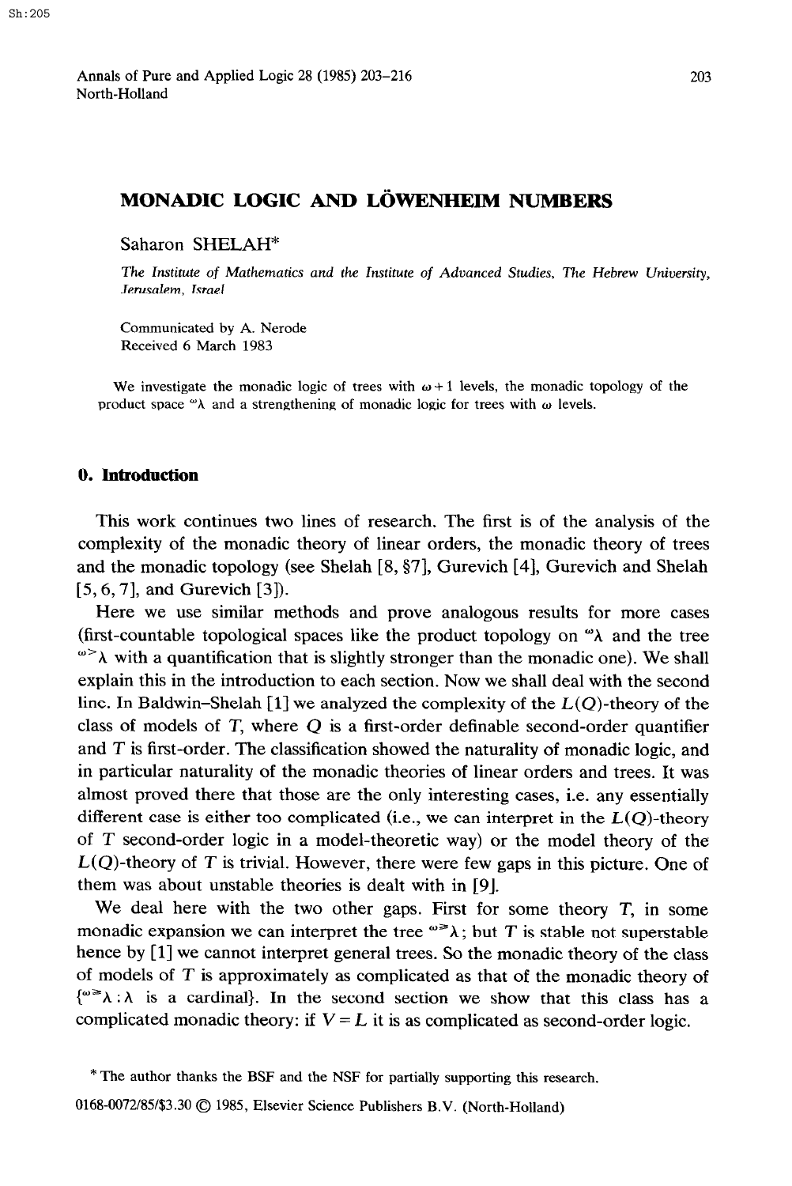# MONADIC LOGIC AND LÖWENHEIM NUMBERS

Saharon SHELAH*

*The Institute of Mathematics and the Institute of Advanced Studies, The Hebrew University, Jerusalem, Israel*

Communicated by A. Nerode
Received 6 March 1983

We investigate the monadic logic of trees with $\omega+1$ levels, the monadic topology of the product space ${}^{\omega}\lambda$ and a strengthening of monadic logic for trees with $\omega$ levels.

## 0. Introduction

This work continues two lines of research. The first is of the analysis of the complexity of the monadic theory of linear orders, the monadic theory of trees and the monadic topology (see Shelah [8, §7], Gurevich [4], Gurevich and Shelah [5, 6, 7], and Gurevich [3]).

Here we use similar methods and prove analogous results for more cases (first-countable topological spaces like the product topology on ${}^{\omega}\lambda$ and the tree ${}^{\omega>}\lambda$ with a quantification that is slightly stronger than the monadic one). We shall explain this in the introduction to each section. Now we shall deal with the second line. In Baldwin–Shelah [1] we analyzed the complexity of the $L(Q)$-theory of the class of models of $T$, where $Q$ is a first-order definable second-order quantifier and $T$ is first-order. The classification showed the naturality of monadic logic, and in particular naturality of the monadic theories of linear orders and trees. It was almost proved there that those are the only interesting cases, i.e. any essentially different case is either too complicated (i.e., we can interpret in the $L(Q)$-theory of $T$ second-order logic in a model-theoretic way) or the model theory of the $L(Q)$-theory of $T$ is trivial. However, there were few gaps in this picture. One of them was about unstable theories is dealt with in [9].

We deal here with the two other gaps. First for some theory $T$, in some monadic expansion we can interpret the tree ${}^{\omega\geq}\lambda$; but $T$ is stable not superstable hence by [1] we cannot interpret general trees. So the monadic theory of the class of models of $T$ is approximately as complicated as that of the monadic theory of $\{{}^{\omega\geq}\lambda : \lambda \text{ is a cardinal}\}$. In the second section we show that this class has a complicated monadic theory: if $V = L$ it is as complicated as second-order logic.

---

* The author thanks the BSF and the NSF for partially supporting this research.

0168-0072/85/$3.30 © 1985, Elsevier Science Publishers B.V. (North-Holland)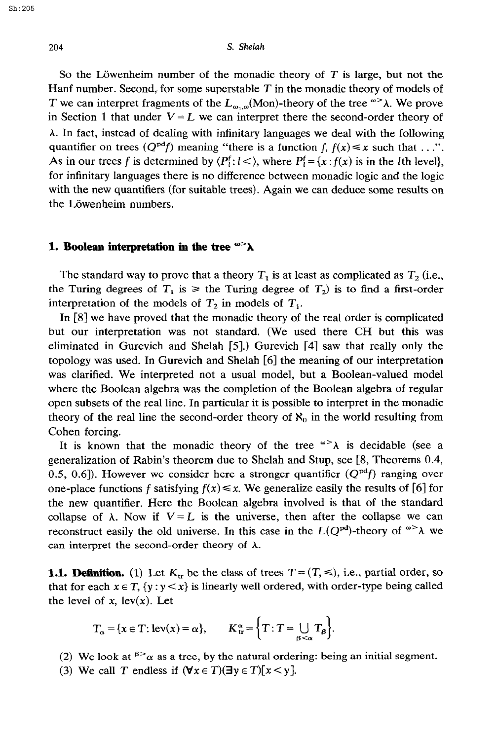So the Löwenheim number of the monadic theory of $T$ is large, but not the Hanf number. Second, for some superstable $T$ in the monadic theory of models of $T$ we can interpret fragments of the $L_{\omega_1,\omega}$(Mon)-theory of the tree ${}^{\omega>}\lambda$. We prove in Section 1 that under $V = L$ we can interpret there the second-order theory of $\lambda$. In fact, instead of dealing with infinitary languages we deal with the following quantifier on trees $(Q^{\mathrm{pd}}f)$ meaning "there is a function $f$, $f(x) \leqslant x$ such that ...". As in our trees $f$ is determined by $\langle P_l^f : l < \rangle$, where $P_l^f = \{x : f(x)$ is in the $l$th level$\}$, for infinitary languages there is no difference between monadic logic and the logic with the new quantifiers (for suitable trees). Again we can deduce some results on the Löwenheim numbers.

## 1. Boolean interpretation in the tree ${}^{\omega>}\lambda$

The standard way to prove that a theory $T_1$ is at least as complicated as $T_2$ (i.e., the Turing degrees of $T_1$ is $\geqslant$ the Turing degree of $T_2$) is to find a first-order interpretation of the models of $T_2$ in models of $T_1$.

In [8] we have proved that the monadic theory of the real order is complicated but our interpretation was not standard. (We used there CH but this was eliminated in Gurevich and Shelah [5].) Gurevich [4] saw that really only the topology was used. In Gurevich and Shelah [6] the meaning of our interpretation was clarified. We interpreted not a usual model, but a Boolean-valued model where the Boolean algebra was the completion of the Boolean algebra of regular open subsets of the real line. In particular it is possible to interpret in the monadic theory of the real line the second-order theory of $\aleph_0$ in the world resulting from Cohen forcing.

It is known that the monadic theory of the tree ${}^{\omega>}\lambda$ is decidable (see a generalization of Rabin's theorem due to Shelah and Stup, see [8, Theorems 0.4, 0.5, 0.6]). However we consider here a stronger quantifier $(Q^{\mathrm{pd}}f)$ ranging over one-place functions $f$ satisfying $f(x) \leqslant x$. We generalize easily the results of [6] for the new quantifier. Here the Boolean algebra involved is that of the standard collapse of $\lambda$. Now if $V = L$ is the universe, then after the collapse we can reconstruct easily the old universe. In this case in the $L(Q^{\mathrm{pd}})$-theory of ${}^{\omega>}\lambda$ we can interpret the second-order theory of $\lambda$.

**1.1. Definition.** (1) Let $K_{\mathrm{tr}}$ be the class of trees $T = (T, \leqslant)$, i.e., partial order, so that for each $x \in T$, $\{y : y < x\}$ is linearly well ordered, with order-type being called the level of $x$, $\mathrm{lev}(x)$. Let

$$T_\alpha = \{x \in T : \mathrm{lev}(x) = \alpha\}, \qquad K_{\mathrm{tr}}^{\alpha} = \Big\{T : T = \bigcup_{\beta<\alpha} T_\beta\Big\}.$$

(2) We look at ${}^{\beta>}\alpha$ as a tree, by the natural ordering: being an initial segment.

(3) We call $T$ endless if $(\forall x \in T)(\exists y \in T)[x < y]$.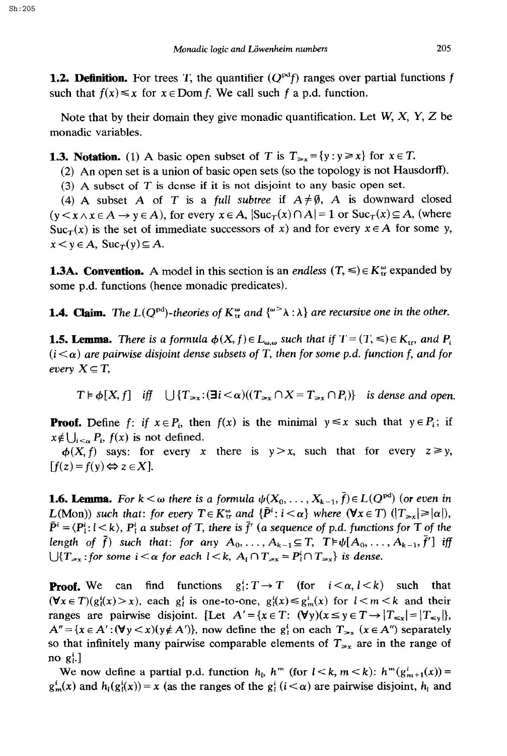**1.2. Definition.** For trees $T$, the quantifier $(Q^{pd}f)$ ranges over partial functions $f$ such that $f(x) \leq x$ for $x \in \mathrm{Dom}\, f$. We call such $f$ a p.d. function.

Note that by their domain they give monadic quantification. Let $W$, $X$, $Y$, $Z$ be monadic variables.

**1.3. Notation.** (1) A basic open subset of $T$ is $T_{\geq x} = \{y : y \geq x\}$ for $x \in T$.

(2) An open set is a union of basic open sets (so the topology is not Hausdorff).

(3) A subset of $T$ is dense if it is not disjoint to any basic open set.

(4) A subset $A$ of $T$ is a *full subtree* if $A \neq \emptyset$, $A$ is downward closed $(y < x \wedge x \in A \rightarrow y \in A)$, for every $x \in A$, $|\mathrm{Suc}_T(x) \cap A| = 1$ or $\mathrm{Suc}_T(x) \subseteq A$, (where $\mathrm{Suc}_T(x)$ is the set of immediate successors of $x$) and for every $x \in A$ for some $y$, $x < y \in A$, $\mathrm{Suc}_T(y) \subseteq A$.

**1.3A. Convention.** A model in this section is an *endless* $(T, \leq) \in K^{\omega}_{tr}$ expanded by some p.d. functions (hence monadic predicates).

**1.4. Claim.** *The $L(Q^{pd})$-theories of $K^{\omega}_{tr}$ and $\{^{\omega>}\lambda : \lambda\}$ are recursive one in the other.*

**1.5. Lemma.** *There is a formula $\phi(X, f) \in L_{\omega,\omega}$ such that if $T = (T, \leq) \in K_{tr}$, and $P_i$ $(i < \alpha)$ are pairwise disjoint dense subsets of $T$, then for some p.d. function $f$, and for every $X \subseteq T$,*

$$T \models \phi[X, f] \quad \text{iff} \quad \bigcup\{T_{\geq x} : (\exists i < \alpha)((T_{\geq x} \cap X = T_{\geq x} \cap P_i)\} \quad \text{is dense and open.}$$

**Proof.** Define $f$: if $x \in P_i$, then $f(x)$ is the minimal $y \leq x$ such that $y \in P_i$; if $x \notin \bigcup_{i<\alpha} P_i$, $f(x)$ is not defined.

$\phi(X, f)$ says: for every $x$ there is $y > x$, such that for every $z \geq y$, $[f(z) = f(y) \Leftrightarrow z \in X]$.

**1.6. Lemma.** *For $k < \omega$ there is a formula $\psi(X_0, \ldots, X_{k-1}, \bar{f}) \in L(Q^{pd})$ (or even in $L(\mathrm{Mon})$) such that: for every $T \in K^{\omega}_{tr}$ and $\{\bar{P}^i : i < \alpha\}$ where $(\forall x \in T)$ $(|T_{\geq x}| \geq |\alpha|)$, $\bar{P}^i = \langle P^i_l : l < k\rangle$, $P^i_l$ a subset of $T$, there is $\bar{f}'$ (a sequence of p.d. functions for $T$ of the length of $\bar{f}$) such that: for any $A_0, \ldots, A_{k-1} \subseteq T$, $T \models \psi[A_0, \ldots, A_{k-1}, \bar{f}']$ iff $\bigcup\{T_{\geq x} :$ for some $i < \alpha$ for each $l < k$, $A_l \cap T_{\geq x} = P^i_l \cap T_{\geq x}\}$ is dense.*

**Proof.** We can find functions $g^i_l : T \rightarrow T$ (for $i < \alpha, l < k$) such that $(\forall x \in T)(g^i_l(x) > x)$, each $g^i_l$ is one-to-one, $g^i_l(x) \leq g^i_m(x)$ for $l < m < k$ and their ranges are pairwise disjoint. [Let $A' = \{x \in T : (\forall y)(x \leq y \in T \rightarrow |T_{\leq x}| = |T_{\leq y}|\}$, $A'' = \{x \in A' : (\forall y < x)(y \notin A')\}$, now define the $g^i_l$ on each $T_{\geq x}$ $(x \in A'')$ separately so that infinitely many pairwise comparable elements of $T_{\geq x}$ are in the range of no $g^i_l$.]

We now define a partial p.d. function $h_l$, $h^m$ (for $l < k$, $m < k$): $h^m(g^i_{m+1}(x)) = g^i_m(x)$ and $h_l(g^i_l(x)) = x$ (as the ranges of the $g^i_l$ $(i < \alpha)$ are pairwise disjoint, $h_l$ and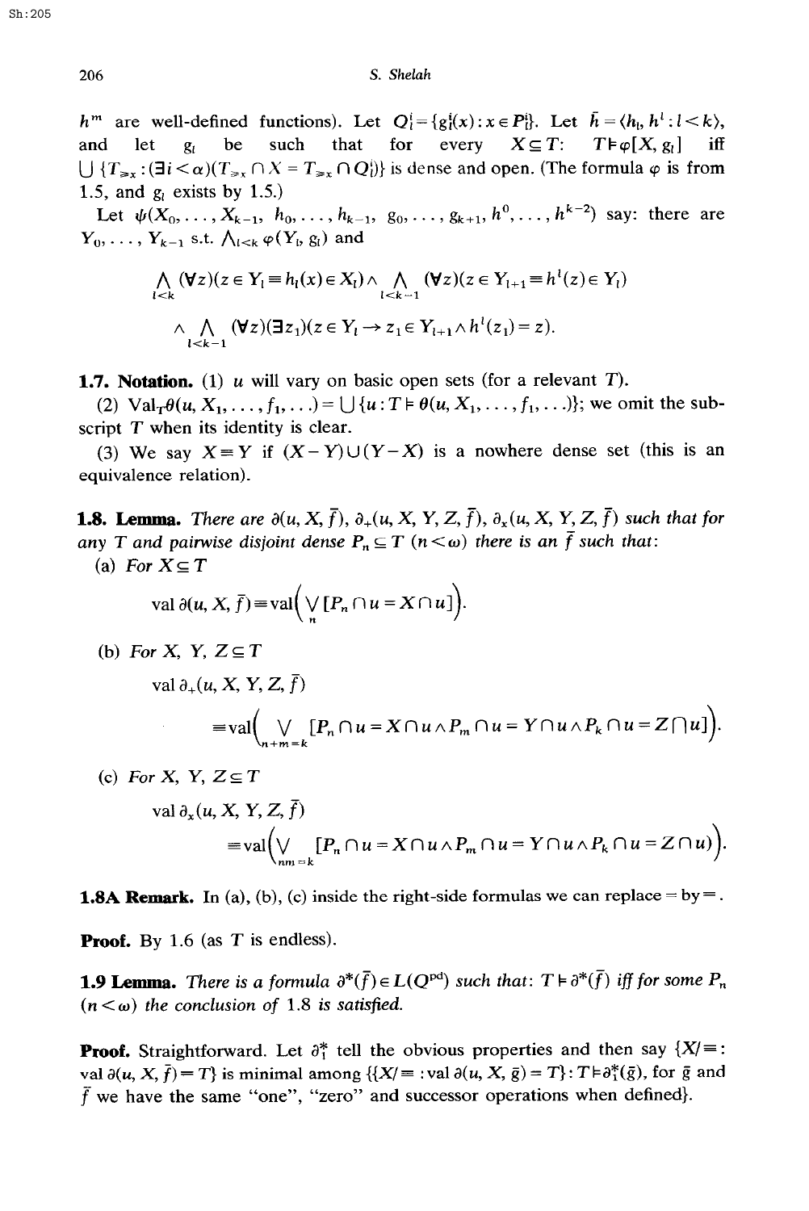$h^m$ are well-defined functions). Let $Q_l^i = \{g_l^i(x) : x \in P_l^i\}$. Let $\bar{h} = \langle h_l, h^l : l < k\rangle$, and let $g_l$ be such that for every $X \subseteq T$: $T \vDash \varphi[X, g_l]$ iff $\bigcup \{T_{\geq x} : (\exists i < \alpha)(T_{\geq x} \cap X = T_{\geq x} \cap Q_l^i)\}$ is dense and open. (The formula $\varphi$ is from 1.5, and $g_l$ exists by 1.5.)

Let $\psi(X_0, \ldots, X_{k-1}, h_0, \ldots, h_{k-1}, g_0, \ldots, g_{k+1}, h^0, \ldots, h^{k-2})$ say: there are $Y_0, \ldots, Y_{k-1}$ s.t. $\bigwedge_{l<k} \varphi(Y_l, g_l)$ and

$$\bigwedge_{l<k} (\forall z)(z \in Y_l \equiv h_l(x) \in X_l) \wedge \bigwedge_{l<k-1} (\forall z)(z \in Y_{l+1} \equiv h^l(z) \in Y_l)$$

$$\wedge \bigwedge_{l<k-1} (\forall z)(\exists z_1)(z \in Y_l \rightarrow z_1 \in Y_{l+1} \wedge h^l(z_1) = z).$$

**1.7. Notation.** (1) $u$ will vary on basic open sets (for a relevant $T$).

(2) $\mathrm{Val}_T \theta(u, X_1, \ldots, f_1, \ldots) = \bigcup \{u : T \vDash \theta(u, X_1, \ldots, f_1, \ldots)\}$; we omit the subscript $T$ when its identity is clear.

(3) We say $X \equiv Y$ if $(X - Y) \cup (Y - X)$ is a nowhere dense set (this is an equivalence relation).

**1.8. Lemma.** *There are $\partial(u, X, \bar{f})$, $\partial_+(u, X, Y, Z, \bar{f})$, $\partial_\times(u, X, Y, Z, \bar{f})$ such that for any $T$ and pairwise disjoint dense $P_n \subseteq T$ $(n < \omega)$ there is an $\bar{f}$ such that:*

(a) *For $X \subseteq T$*

$$\mathrm{val}\, \partial(u, X, \bar{f}) \equiv \mathrm{val}\Big(\bigvee_n [P_n \cap u = X \cap u]\Big).$$

(b) *For $X, Y, Z \subseteq T$*

$$\mathrm{val}\, \partial_+(u, X, Y, Z, \bar{f})$$
$$\equiv \mathrm{val}\Big(\bigvee_{n+m=k} [P_n \cap u = X \cap u \wedge P_m \cap u = Y \cap u \wedge P_k \cap u = Z \cap u]\Big).$$

(c) *For $X, Y, Z \subseteq T$*

$$\mathrm{val}\, \partial_\times(u, X, Y, Z, \bar{f})$$
$$\equiv \mathrm{val}\Big(\bigvee_{nm=k} [P_n \cap u = X \cap u \wedge P_m \cap u = Y \cap u \wedge P_k \cap u = Z \cap u)\Big).$$

**1.8A Remark.** In (a), (b), (c) inside the right-side formulas we can replace $=$ by $\equiv$.

**Proof.** By 1.6 (as $T$ is endless).

**1.9 Lemma.** *There is a formula $\partial^*(\bar{f}) \in L(Q^{\mathrm{pd}})$ such that: $T \vDash \partial^*(\bar{f})$ iff for some $P_n$ $(n < \omega)$ the conclusion of 1.8 is satisfied.*

**Proof.** Straightforward. Let $\partial_1^*$ tell the obvious properties and then say $\{X/\equiv : \mathrm{val}\, \partial(u, X, \bar{f}) = T\}$ is minimal among $\{\{X/\equiv : \mathrm{val}\, \partial(u, X, \bar{g}) = T\} : T \vDash \partial_1^*(\bar{g})$, for $\bar{g}$ and $\bar{f}$ we have the same "one", "zero" and successor operations when defined$\}$.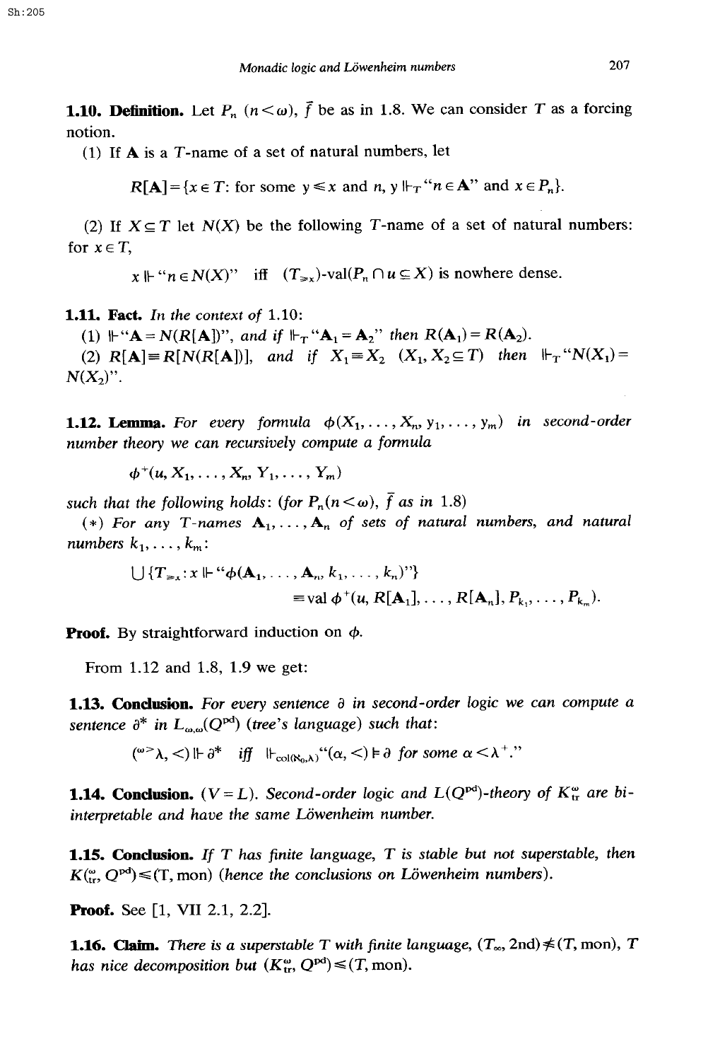**1.10. Definition.** Let $P_n$ $(n<\omega)$, $\bar{f}$ be as in 1.8. We can consider $T$ as a forcing notion.

(1) If $\mathbf{A}$ is a $T$-name of a set of natural numbers, let

$$R[\mathbf{A}]=\{x\in T\text{: for some } y\leqslant x \text{ and } n,\ y\Vdash_T \text{“}n\in\mathbf{A}\text{” and } x\in P_n\}.$$

(2) If $X\subseteq T$ let $N(X)$ be the following $T$-name of a set of natural numbers: for $x\in T$,

$$x\Vdash \text{“}n\in N(X)\text{” iff } (T_{\geqslant x})\text{-val}(P_n\cap u\subseteq X) \text{ is nowhere dense.}$$

**1.11. Fact.** *In the context of* 1.10:

(1) $\Vdash$“$\mathbf{A}=N(R[\mathbf{A}])$”, *and if* $\Vdash_T$“$\mathbf{A}_1=\mathbf{A}_2$” *then* $R(\mathbf{A}_1)=R(\mathbf{A}_2)$.

(2) $R[\mathbf{A}]\equiv R[N(R[\mathbf{A}])]$, *and if* $X_1\equiv X_2$ $(X_1,X_2\subseteq T)$ *then* $\Vdash_T$“$N(X_1)=N(X_2)$”.

**1.12. Lemma.** *For every formula* $\phi(X_1,\dots,X_n,y_1,\dots,y_m)$ *in second-order number theory we can recursively compute a formula*

$$\phi^+(u,X_1,\dots,X_n,Y_1,\dots,Y_m)$$

*such that the following holds*: (*for* $P_n(n<\omega)$, $\bar{f}$ *as in* 1.8)

(*) *For any* $T$-*names* $\mathbf{A}_1,\dots,\mathbf{A}_n$ *of sets of natural numbers, and natural numbers* $k_1,\dots,k_m$:

$$\bigcup\{T_{\geqslant x}: x\Vdash \text{“}\phi(\mathbf{A}_1,\dots,\mathbf{A}_n,k_1,\dots,k_n)\text{”}\}$$
$$\equiv \operatorname{val}\phi^+(u,R[\mathbf{A}_1],\dots,R[\mathbf{A}_n],P_{k_1},\dots,P_{k_m}).$$

**Proof.** By straightforward induction on $\phi$.

From 1.12 and 1.8, 1.9 we get:

**1.13. Conclusion.** *For every sentence* $\partial$ *in second-order logic we can compute a sentence* $\partial^*$ *in* $L_{\omega,\omega}(Q^{\mathrm{pd}})$ *(tree's language) such that*:

$$({}^{\omega>}\lambda,<)\Vdash\partial^* \quad \textit{iff} \quad \Vdash_{\operatorname{col}(\aleph_0,\lambda)}\text{“}(\alpha,<)\models\partial \text{ for some } \alpha<\lambda^+.\text{”}$$

**1.14. Conclusion.** $(V=L)$. *Second-order logic and* $L(Q^{\mathrm{pd}})$-*theory of* $K^{\omega}_{\mathrm{tr}}$ *are bi-interpretable and have the same Löwenheim number.*

**1.15. Conclusion.** *If* $T$ *has finite language,* $T$ *is stable but not superstable, then* $K({}^{\omega}_{\mathrm{tr}},Q^{\mathrm{pd}})\leqslant(\mathrm{T},\mathrm{mon})$ *(hence the conclusions on Löwenheim numbers).*

**Proof.** See [1, VII 2.1, 2.2].

**1.16. Claim.** *There is a superstable* $T$ *with finite language,* $(T_\infty,2\mathrm{nd})\not\leqslant(T,\mathrm{mon})$, $T$ *has nice decomposition but* $(K^{\omega}_{\mathrm{tr}},Q^{\mathrm{pd}})\leqslant(T,\mathrm{mon})$.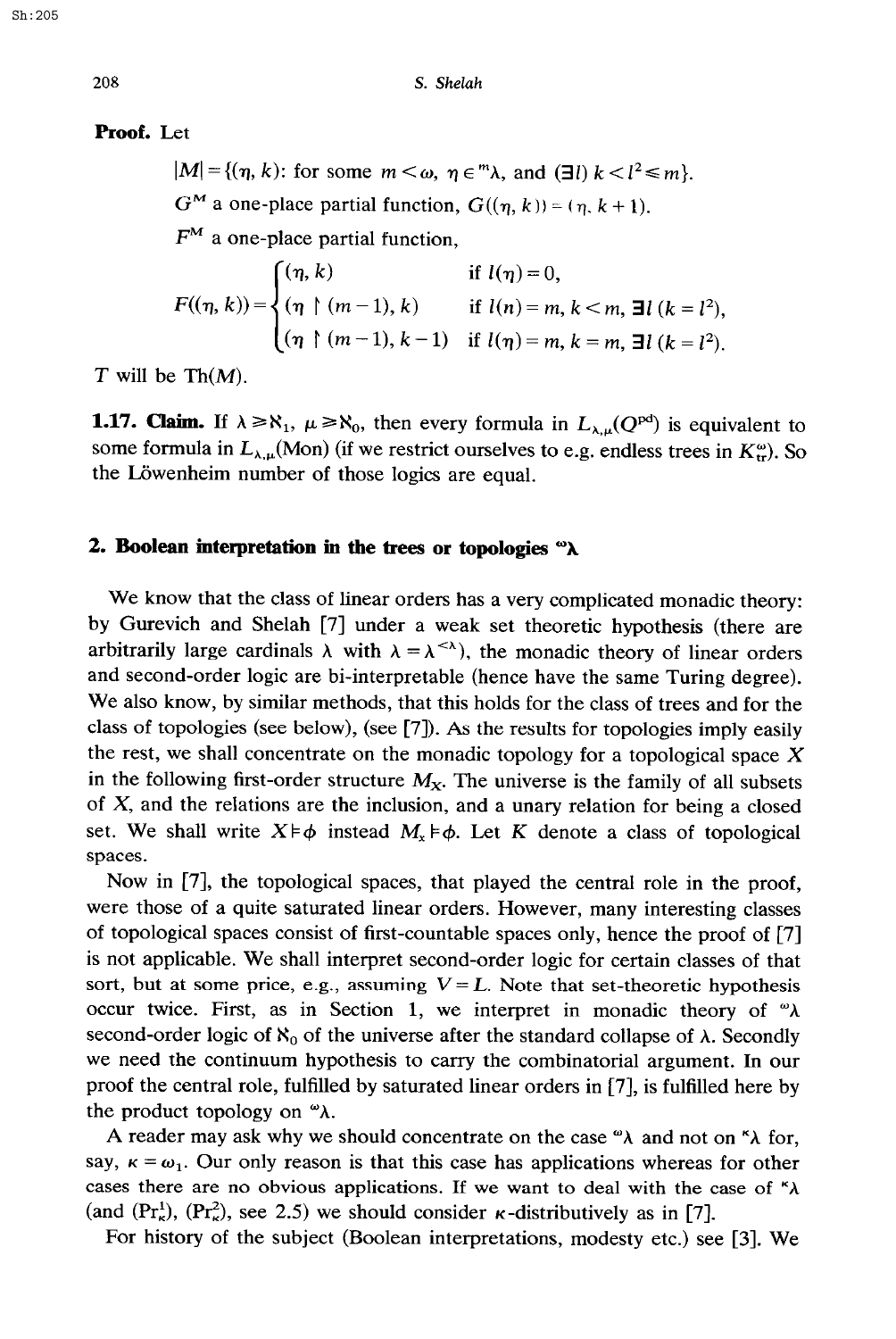**Proof.** Let

$$|M| = \{(\eta, k)\colon \text{for some } m < \omega,\ \eta \in {}^m\lambda, \text{ and } (\exists l)\ k < l^2 \leqslant m\}.$$

$G^M$ a one-place partial function, $G((\eta, k)) = (\eta, k+1)$.

$F^M$ a one-place partial function,

$$F((\eta, k)) = \begin{cases} (\eta, k) & \text{if } l(\eta) = 0, \\ (\eta \upharpoonright (m-1), k) & \text{if } l(n) = m,\ k < m,\ \exists l\ (k = l^2), \\ (\eta \upharpoonright (m-1), k-1) & \text{if } l(\eta) = m,\ k = m,\ \exists l\ (k = l^2). \end{cases}$$

$T$ will be $\mathrm{Th}(M)$.

**1.17. Claim.** If $\lambda \geqslant \aleph_1$, $\mu \geqslant \aleph_0$, then every formula in $L_{\lambda,\mu}(Q^{\mathrm{pd}})$ is equivalent to some formula in $L_{\lambda,\mu}(\mathrm{Mon})$ (if we restrict ourselves to e.g. endless trees in $K_{\mathrm{tr}}^{\omega}$). So the Löwenheim number of those logics are equal.

## 2. Boolean interpretation in the trees or topologies ${}^{\omega}\lambda$

We know that the class of linear orders has a very complicated monadic theory: by Gurevich and Shelah [7] under a weak set theoretic hypothesis (there are arbitrarily large cardinals $\lambda$ with $\lambda = \lambda^{<\lambda}$), the monadic theory of linear orders and second-order logic are bi-interpretable (hence have the same Turing degree). We also know, by similar methods, that this holds for the class of trees and for the class of topologies (see below), (see [7]). As the results for topologies imply easily the rest, we shall concentrate on the monadic topology for a topological space $X$ in the following first-order structure $M_X$. The universe is the family of all subsets of $X$, and the relations are the inclusion, and a unary relation for being a closed set. We shall write $X \models \phi$ instead $M_x \models \phi$. Let $K$ denote a class of topological spaces.

Now in [7], the topological spaces, that played the central role in the proof, were those of a quite saturated linear orders. However, many interesting classes of topological spaces consist of first-countable spaces only, hence the proof of [7] is not applicable. We shall interpret second-order logic for certain classes of that sort, but at some price, e.g., assuming $V = L$. Note that set-theoretic hypothesis occur twice. First, as in Section 1, we interpret in monadic theory of ${}^{\omega}\lambda$ second-order logic of $\aleph_0$ of the universe after the standard collapse of $\lambda$. Secondly we need the continuum hypothesis to carry the combinatorial argument. In our proof the central role, fulfilled by saturated linear orders in [7], is fulfilled here by the product topology on ${}^{\omega}\lambda$.

A reader may ask why we should concentrate on the case ${}^{\omega}\lambda$ and not on ${}^{\kappa}\lambda$ for, say, $\kappa = \omega_1$. Our only reason is that this case has applications whereas for other cases there are no obvious applications. If we want to deal with the case of ${}^{\kappa}\lambda$ (and $(\mathrm{Pr}_{\kappa}^1)$, $(\mathrm{Pr}_{\kappa}^2)$, see 2.5) we should consider $\kappa$-distributively as in [7].

For history of the subject (Boolean interpretations, modesty etc.) see [3]. We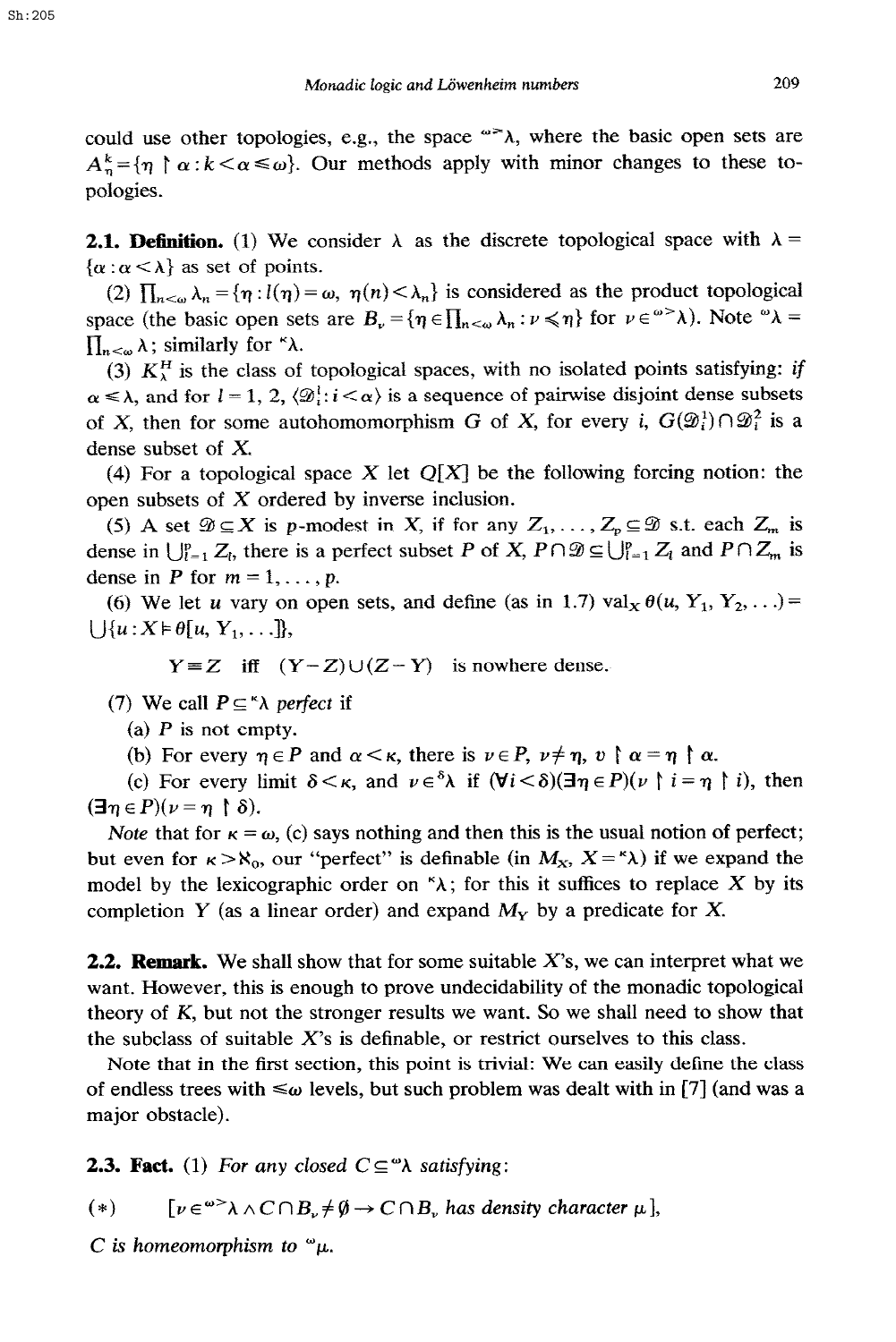could use other topologies, e.g., the space ${}^{\omega\geq}\lambda$, where the basic open sets are $A^k_\eta = \{\eta \restriction \alpha : k < \alpha \leq \omega\}$. Our methods apply with minor changes to these topologies.

**2.1. Definition.** (1) We consider $\lambda$ as the discrete topological space with $\lambda = \{\alpha : \alpha < \lambda\}$ as set of points.

(2) $\prod_{n<\omega} \lambda_n = \{\eta : l(\eta) = \omega,\ \eta(n) < \lambda_n\}$ is considered as the product topological space (the basic open sets are $B_\nu = \{\eta \in \prod_{n<\omega} \lambda_n : \nu \triangleleft \eta\}$ for $\nu \in {}^{\omega>}\lambda$). Note ${}^\omega\lambda = \prod_{n<\omega} \lambda$; similarly for ${}^\kappa\lambda$.

(3) $K^H_\lambda$ is the class of topological spaces, with no isolated points satisfying: *if* $\alpha \leq \lambda$, and for $l = 1, 2$, $\langle \mathscr{D}^l_i : i < \alpha \rangle$ is a sequence of pairwise disjoint dense subsets of $X$, then for some autohomomorphism $G$ of $X$, for every $i$, $G(\mathscr{D}^1_i) \cap \mathscr{D}^2_i$ is a dense subset of $X$.

(4) For a topological space $X$ let $Q[X]$ be the following forcing notion: the open subsets of $X$ ordered by inverse inclusion.

(5) A set $\mathscr{D} \subseteq X$ is *p-modest* in $X$, if for any $Z_1, \ldots, Z_p \subseteq \mathscr{D}$ s.t. each $Z_m$ is dense in $\bigcup_{l=1}^p Z_l$, there is a perfect subset $P$ of $X$, $P \cap \mathscr{D} \subseteq \bigcup_{l=1}^p Z_l$ and $P \cap Z_m$ is dense in $P$ for $m = 1, \ldots, p$.

(6) We let $u$ vary on open sets, and define (as in 1.7) $\operatorname{val}_X \theta(u, Y_1, Y_2, \ldots) = \bigcup \{u : X \models \theta[u, Y_1, \ldots]\}$,

$$Y \equiv Z \quad \text{iff} \quad (Y - Z) \cup (Z - Y) \quad \text{is nowhere dense.}$$

(7) We call $P \subseteq {}^\kappa\lambda$ *perfect* if

(a) $P$ is not empty.

(b) For every $\eta \in P$ and $\alpha < \kappa$, there is $\nu \in P$, $\nu \neq \eta$, $\nu \restriction \alpha = \eta \restriction \alpha$.

(c) For every limit $\delta < \kappa$, and $\nu \in {}^\delta\lambda$ if $(\forall i < \delta)(\exists \eta \in P)(\nu \restriction i = \eta \restriction i)$, then $(\exists \eta \in P)(\nu = \eta \restriction \delta)$.

*Note* that for $\kappa = \omega$, (c) says nothing and then this is the usual notion of perfect; but even for $\kappa > \aleph_0$, our "perfect" is definable (in $M_X$, $X = {}^\kappa\lambda$) if we expand the model by the lexicographic order on ${}^\kappa\lambda$; for this it suffices to replace $X$ by its completion $Y$ (as a linear order) and expand $M_Y$ by a predicate for $X$.

**2.2. Remark.** We shall show that for some suitable $X$'s, we can interpret what we want. However, this is enough to prove undecidability of the monadic topological theory of $K$, but not the stronger results we want. So we shall need to show that the subclass of suitable $X$'s is definable, or restrict ourselves to this class.

Note that in the first section, this point is trivial: We can easily define the class of endless trees with $\leq\omega$ levels, but such problem was dealt with in [7] (and was a major obstacle).

**2.3. Fact.** (1) *For any closed* $C \subseteq {}^\omega\lambda$ *satisfying*:

$$(*) \qquad [\nu \in {}^{\omega>}\lambda \wedge C \cap B_\nu \neq \emptyset \rightarrow C \cap B_\nu \text{ has density character } \mu],$$

*C is homeomorphism to* ${}^\omega\mu$.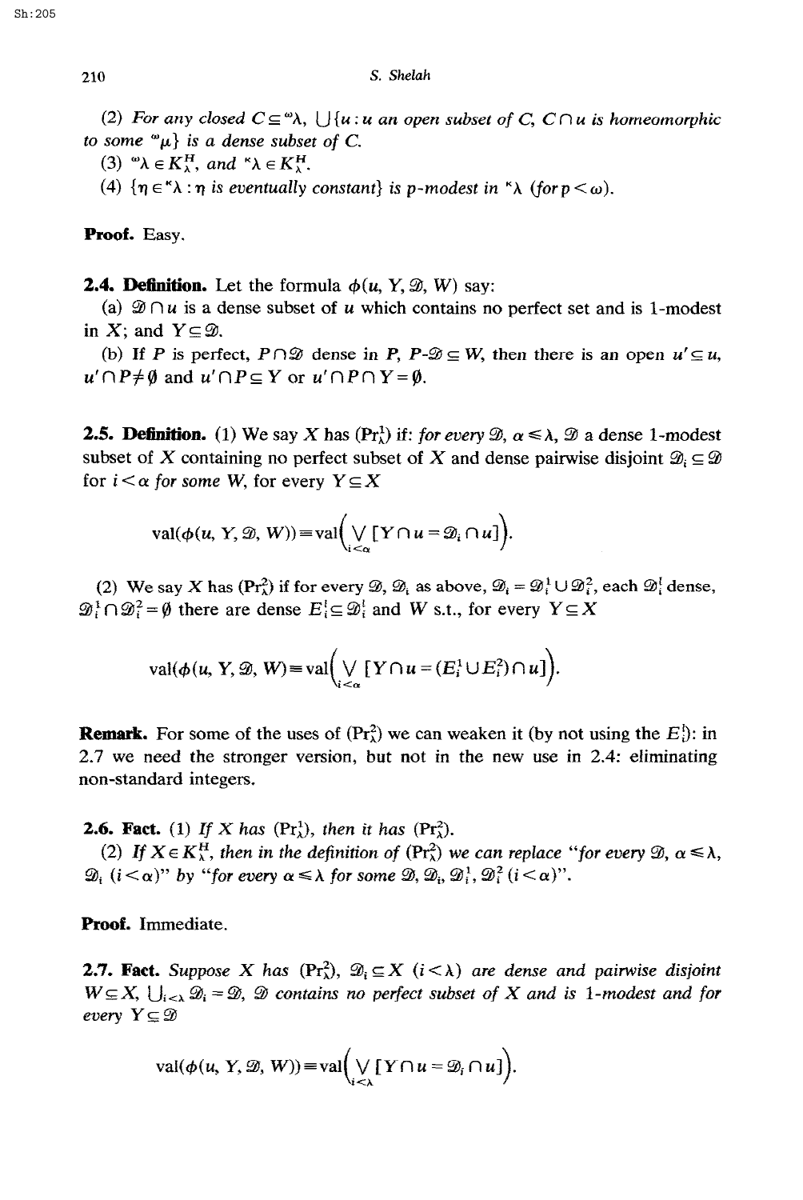(2) *For any closed* $C \subseteq {}^{\omega}\lambda$, $\bigcup\{u : u$ *an open subset of* $C$, $C \cap u$ *is homeomorphic to some* ${}^{\omega}\mu\}$ *is a dense subset of* $C$.

(3) ${}^{\omega}\lambda \in K_{\lambda}^{H}$, *and* ${}^{\kappa}\lambda \in K_{\lambda}^{H}$.

(4) $\{\eta \in {}^{\kappa}\lambda : \eta$ *is eventually constant*$\}$ *is p-modest in* ${}^{\kappa}\lambda$ (*for* $p < \omega$).

**Proof.** Easy.

**2.4. Definition.** Let the formula $\phi(u, Y, \mathscr{D}, W)$ say:

(a) $\mathscr{D} \cap u$ is a dense subset of $u$ which contains no perfect set and is 1-modest in $X$; and $Y \subseteq \mathscr{D}$.

(b) If $P$ is perfect, $P \cap \mathscr{D}$ dense in $P$, $P\text{-}\mathscr{D} \subseteq W$, then there is an open $u' \subseteq u$, $u' \cap P \neq \emptyset$ and $u' \cap P \subseteq Y$ or $u' \cap P \cap Y = \emptyset$.

**2.5. Definition.** (1) We say $X$ has ($\mathrm{Pr}_{\lambda}^{1}$) if: *for every* $\mathscr{D}$, $\alpha \leq \lambda$, $\mathscr{D}$ a dense 1-modest subset of $X$ containing no perfect subset of $X$ and dense pairwise disjoint $\mathscr{D}_i \subseteq \mathscr{D}$ for $i < \alpha$ *for some* $W$, for every $Y \subseteq X$

$$\mathrm{val}(\phi(u, Y, \mathscr{D}, W)) \equiv \mathrm{val}\Big(\bigvee_{i<\alpha} [Y \cap u = \mathscr{D}_i \cap u]\Big).$$

(2) We say $X$ has ($\mathrm{Pr}_{\lambda}^{2}$) if for every $\mathscr{D}$, $\mathscr{D}_i$ as above, $\mathscr{D}_i = \mathscr{D}_i^1 \cup \mathscr{D}_i^2$, each $\mathscr{D}_i^l$ dense, $\mathscr{D}_i^1 \cap \mathscr{D}_i^2 = \emptyset$ there are dense $E_i^l \subseteq \mathscr{D}_i^l$ and $W$ s.t., for every $Y \subseteq X$

$$\mathrm{val}(\phi(u, Y, \mathscr{D}, W) \equiv \mathrm{val}\Big(\bigvee_{i<\alpha} [Y \cap u = (E_i^1 \cup E_i^2) \cap u]\Big).$$

**Remark.** For some of the uses of ($\mathrm{Pr}_{\lambda}^{2}$) we can weaken it (by not using the $E_i^l$): in 2.7 we need the stronger version, but not in the new use in 2.4: eliminating non-standard integers.

**2.6. Fact.** (1) *If* $X$ *has* ($\mathrm{Pr}_{\lambda}^{1}$), *then it has* ($\mathrm{Pr}_{\lambda}^{2}$).

(2) *If* $X \in K_{\lambda}^{H}$, *then in the definition of* ($\mathrm{Pr}_{\lambda}^{2}$) *we can replace "for every* $\mathscr{D}$, $\alpha \leq \lambda$, $\mathscr{D}_i$ $(i < \alpha)$" *by "for every* $\alpha \leq \lambda$ *for some* $\mathscr{D}$, $\mathscr{D}_i$, $\mathscr{D}_i^1$, $\mathscr{D}_i^2$ $(i < \alpha)$".

**Proof.** Immediate.

**2.7. Fact.** *Suppose* $X$ *has* ($\mathrm{Pr}_{\lambda}^{2}$), $\mathscr{D}_i \subseteq X$ $(i < \lambda)$ *are dense and pairwise disjoint* $W \subseteq X$, $\bigcup_{i<\lambda} \mathscr{D}_i = \mathscr{D}$, $\mathscr{D}$ *contains no perfect subset of* $X$ *and is 1-modest and for every* $Y \subseteq \mathscr{D}$

$$\mathrm{val}(\phi(u, Y, \mathscr{D}, W)) \equiv \mathrm{val}\Big(\bigvee_{i<\lambda} [Y \cap u = \mathscr{D}_i \cap u]\Big).$$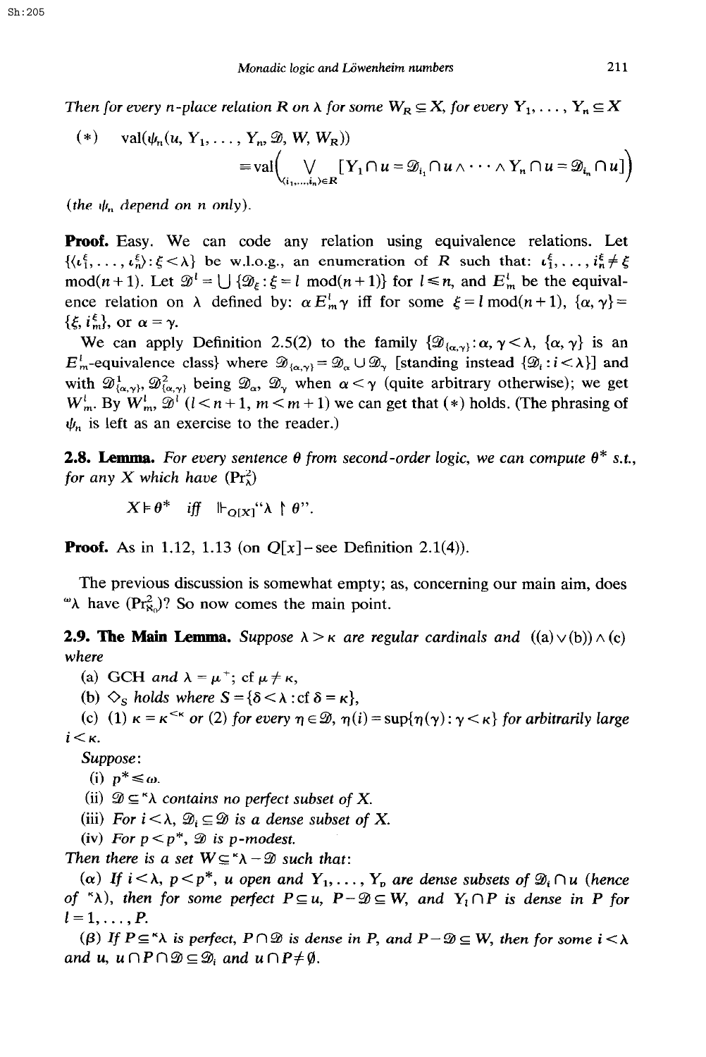*Then for every $n$-place relation $R$ on $\lambda$ for some $W_R \subseteq X$, for every $Y_1, \ldots, Y_n \subseteq X$*

$$(*) \quad \operatorname{val}(\psi_n(u, Y_1, \ldots, Y_n, \mathcal{D}, W, W_R)) \equiv \operatorname{val}\Big(\bigvee_{\langle i_1,\ldots,i_n\rangle \in R} [Y_1 \cap u = \mathcal{D}_{i_1} \cap u \wedge \cdots \wedge Y_n \cap u = \mathcal{D}_{i_n} \cap u]\Big)$$

*(the $\psi_n$ depend on $n$ only).*

**Proof.** Easy. We can code any relation using equivalence relations. Let $\{\langle \iota_1^\xi, \ldots, \iota_n^\xi \rangle : \xi < \lambda\}$ be w.l.o.g., an enumeration of $R$ such that: $\iota_1^\xi, \ldots, i_n^\xi \neq \xi \bmod(n+1)$. Let $\mathcal{D}^l = \bigcup \{\mathcal{D}_\xi : \xi = l \bmod(n+1)\}$ for $l \leq n$, and $E_m^l$ be the equivalence relation on $\lambda$ defined by: $\alpha E_m^l \gamma$ iff for some $\xi = l \bmod(n+1)$, $\{\alpha, \gamma\} = \{\xi, i_m^\xi\}$, or $\alpha = \gamma$.

We can apply Definition 2.5(2) to the family $\{\mathcal{D}_{\{\alpha,\gamma\}} : \alpha, \gamma < \lambda$, $\{\alpha, \gamma\}$ is an $E_m^l$-equivalence class$\}$ where $\mathcal{D}_{\{\alpha,\gamma\}} = \mathcal{D}_\alpha \cup \mathcal{D}_\gamma$ [standing instead $\{\mathcal{D}_i : i < \lambda\}$] and with $\mathcal{D}^1_{\{\alpha,\gamma\}}, \mathcal{D}^2_{\{\alpha,\gamma\}}$ being $\mathcal{D}_\alpha$, $\mathcal{D}_\gamma$ when $\alpha < \gamma$ (quite arbitrary otherwise); we get $W_m^l$. By $W_m^l$, $\mathcal{D}^l$ $(l < n+1,\ m < m+1)$ we can get that $(*)$ holds. (The phrasing of $\psi_n$ is left as an exercise to the reader.)

**2.8. Lemma.** *For every sentence $\theta$ from second-order logic, we can compute $\theta^*$ s.t., for any $X$ which have $(\mathrm{Pr}_\lambda^2)$*

$$X \models \theta^* \quad \textit{iff} \quad \Vdash_{Q[X]} \text{“}\lambda \restriction \theta\text{”}.$$

**Proof.** As in 1.12, 1.13 (on $Q[x]$ – see Definition 2.1(4)).

The previous discussion is somewhat empty; as, concerning our main aim, does ${}^\omega\lambda$ have $(\mathrm{Pr}^2_{\aleph_0})$? So now comes the main point.

**2.9. The Main Lemma.** *Suppose $\lambda > \kappa$ are regular cardinals and $((a) \vee (b)) \wedge (c)$ where*

(a) *GCH and $\lambda = \mu^+$; $\operatorname{cf} \mu \neq \kappa$,*

(b) *$\diamondsuit_S$ holds where $S = \{\delta < \lambda : \operatorname{cf} \delta = \kappa\}$,*

(c) *(1) $\kappa = \kappa^{<\kappa}$ or (2) for every $\eta \in \mathcal{D}$, $\eta(i) = \sup\{\eta(\gamma) : \gamma < \kappa\}$ for arbitrarily large $i < \kappa$.*

*Suppose:*

(i) *$p^* \leq \omega$.*

(ii) *$\mathcal{D} \subseteq {}^\kappa\lambda$ contains no perfect subset of $X$.*

(iii) *For $i < \lambda$, $\mathcal{D}_i \subseteq \mathcal{D}$ is a dense subset of $X$.*

(iv) *For $p < p^*$, $\mathcal{D}$ is $p$-modest.*

*Then there is a set $W \subseteq {}^\kappa\lambda - \mathcal{D}$ such that:*

($\alpha$) *If $i < \lambda$, $p < p^*$, $u$ open and $Y_1, \ldots, Y_p$ are dense subsets of $\mathcal{D}_i \cap u$ (hence of ${}^\kappa\lambda$), then for some perfect $P \subseteq u$, $P - \mathcal{D} \subseteq W$, and $Y_l \cap P$ is dense in $P$ for $l = 1, \ldots, P$.*

($\beta$) *If $P \subseteq {}^\kappa\lambda$ is perfect, $P \cap \mathcal{D}$ is dense in $P$, and $P - \mathcal{D} \subseteq W$, then for some $i < \lambda$ and $u$, $u \cap P \cap \mathcal{D} \subseteq \mathcal{D}_i$ and $u \cap P \neq \emptyset$.*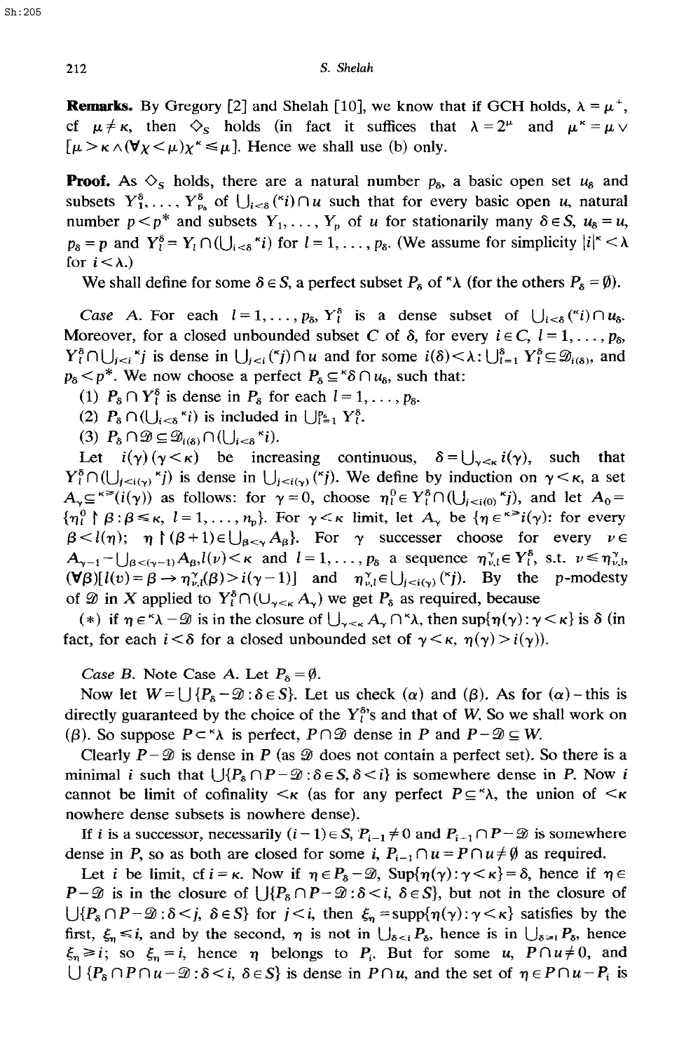**Remarks.** By Gregory [2] and Shelah [10], we know that if GCH holds, $\lambda = \mu^+$, $\mathrm{cf}\ \mu \neq \kappa$, then $\diamondsuit_S$ holds (in fact it suffices that $\lambda = 2^\mu$ and $\mu^\kappa = \mu \vee [\mu > \kappa \wedge (\forall \chi < \mu)\chi^\kappa \leq \mu]$. Hence we shall use (b) only.

**Proof.** As $\diamondsuit_S$ holds, there are a natural number $p_\delta$, a basic open set $u_\delta$ and subsets $Y_1^\delta, \ldots, Y_{p_\delta}^\delta$ of $\bigcup_{i<\delta}({}^\kappa i) \cap u$ such that for every basic open $u$, natural number $p < p^*$ and subsets $Y_1, \ldots, Y_p$ of $u$ for stationarily many $\delta \in S$, $u_\delta = u$, $p_\delta = p$ and $Y_l^\delta = Y_l \cap (\bigcup_{i<\delta} {}^\kappa i)$ for $l = 1, \ldots, p_\delta$. (We assume for simplicity $|i|^\kappa < \lambda$ for $i < \lambda$.)

We shall define for some $\delta \in S$, a perfect subset $P_\delta$ of ${}^\kappa\lambda$ (for the others $P_\delta = \emptyset$).

*Case* A. For each $l = 1, \ldots, p_\delta$, $Y_l^\delta$ is a dense subset of $\bigcup_{i<\delta}({}^\kappa i) \cap u_\delta$. Moreover, for a closed unbounded subset $C$ of $\delta$, for every $i \in C$, $l = 1, \ldots, p_\delta$, $Y_l^\delta \cap \bigcup_{j<i} {}^\kappa j$ is dense in $\bigcup_{j<i}({}^\kappa j) \cap u$ and for some $i(\delta) < \lambda$: $\bigcup_{l=1}^{p_\delta} Y_l^\delta \subseteq \mathcal{D}_{i(\delta)}$, and $p_\delta < p^*$. We now choose a perfect $P_\delta \subseteq {}^\kappa\delta \cap u_\delta$, such that:

(1) $P_\delta \cap Y_l^\delta$ is dense in $P_\delta$ for each $l = 1, \ldots, p_\delta$.

(2) $P_\delta \cap (\bigcup_{i<\delta} {}^\kappa i)$ is included in $\bigcup_{l=1}^{p_\delta} Y_l^\delta$.

(3) $P_\delta \cap \mathcal{D} \subseteq \mathcal{D}_{i(\delta)} \cap (\bigcup_{i<\delta} {}^\kappa i)$.

Let $i(\gamma)$ $(\gamma < \kappa)$ be increasing continuous, $\delta = \bigcup_{\gamma<\kappa} i(\gamma)$, such that $Y_l^\delta \cap (\bigcup_{j<i(\gamma)} {}^\kappa j)$ is dense in $\bigcup_{j<i(\gamma)}({}^\kappa j)$. We define by induction on $\gamma < \kappa$, a set $A_\gamma \subseteq {}^{\kappa>}(i(\gamma))$ as follows: for $\gamma = 0$, choose $\eta_l^0 \in Y_l^\delta \cap (\bigcup_{j<i(0)} {}^\kappa j)$, and let $A_0 = \{\eta_l^0 \restriction \beta : \beta \leq \kappa,\ l = 1, \ldots, n_p\}$. For $\gamma < \kappa$ limit, let $A_\gamma$ be $\{\eta \in {}^{\kappa>}i(\gamma)$: for every $\beta < l(\eta)$; $\eta \restriction (\beta+1) \in \bigcup_{\beta<\gamma} A_\beta\}$. For $\gamma$ successer choose for every $\nu \in A_{\gamma-1} - \bigcup_{\beta<(\gamma-1)} A_\beta, l(\nu) < \kappa$ and $l = 1, \ldots, p_\delta$ a sequence $\eta_{\nu,l}^\gamma \in Y_l^\delta$, s.t. $\nu \leq \eta_{\nu,l}^\gamma$, $(\forall \beta)[l(v) = \beta \rightarrow \eta_{\nu,l}^\gamma(\beta) > i(\gamma-1)]$ and $\eta_{\nu,l}^\gamma \in \bigcup_{j<i(\gamma)}({}^\kappa j)$. By the $p$-modesty of $\mathcal{D}$ in $X$ applied to $Y_l^\delta \cap (\bigcup_{\gamma<\kappa} A_\gamma)$ we get $P_\delta$ as required, because

$(*)$ if $\eta \in {}^\kappa\lambda - \mathcal{D}$ is in the closure of $\bigcup_{\gamma<\kappa} A_\gamma \cap {}^\kappa\lambda$, then $\sup\{\eta(\gamma) : \gamma < \kappa\}$ is $\delta$ (in fact, for each $i < \delta$ for a closed unbounded set of $\gamma < \kappa$, $\eta(\gamma) > i(\gamma)$).

*Case* B. Note Case A. Let $P_\delta = \emptyset$.

Now let $W = \bigcup\{P_\delta - \mathcal{D} : \delta \in S\}$. Let us check $(\alpha)$ and $(\beta)$. As for $(\alpha)$ – this is directly guaranteed by the choice of the $Y_l^{\delta}$'s and that of $W$. So we shall work on $(\beta)$. So suppose $P \subset {}^\kappa\lambda$ is perfect, $P \cap \mathcal{D}$ dense in $P$ and $P - \mathcal{D} \subseteq W$.

Clearly $P - \mathcal{D}$ is dense in $P$ (as $\mathcal{D}$ does not contain a perfect set). So there is a minimal $i$ such that $\bigcup\{P_\delta \cap P - \mathcal{D} : \delta \in S, \delta < i\}$ is somewhere dense in $P$. Now $i$ cannot be limit of cofinality $<\kappa$ (as for any perfect $P \subseteq {}^\kappa\lambda$, the union of $<\kappa$ nowhere dense subsets is nowhere dense).

If $i$ is a successor, necessarily $(i-1) \in S$, $P_{i-1} \neq 0$ and $P_{i-1} \cap P - \mathcal{D}$ is somewhere dense in $P$, so as both are closed for some $i$, $P_{i-1} \cap u = P \cap u \neq \emptyset$ as required.

Let $i$ be limit, $\mathrm{cf}\, i = \kappa$. Now if $\eta \in P_\delta - \mathcal{D}$, $\mathrm{Sup}\{\eta(\gamma) : \gamma < \kappa\} = \delta$, hence if $\eta \in P - \mathcal{D}$ is in the closure of $\bigcup\{P_\delta \cap P - \mathcal{D} : \delta < i,\ \delta \in S\}$, but not in the closure of $\bigcup\{P_\delta \cap P - \mathcal{D} : \delta < j,\ \delta \in S\}$ for $j < i$, then $\xi_\eta = \mathrm{supp}\{\eta(\gamma) : \gamma < \kappa\}$ satisfies by the first, $\xi_\eta \leq i$, and by the second, $\eta$ is not in $\bigcup_{\delta<i} P_\delta$, hence is in $\bigcup_{\delta \geq i} P_\delta$, hence $\xi_\eta \geq i$; so $\xi_\eta = i$, hence $\eta$ belongs to $P_i$. But for some $u$, $P \cap u \neq 0$, and $\bigcup\{P_\delta \cap P \cap u - \mathcal{D} : \delta < i,\ \delta \in S\}$ is dense in $P \cap u$, and the set of $\eta \in P \cap u - P_i$ is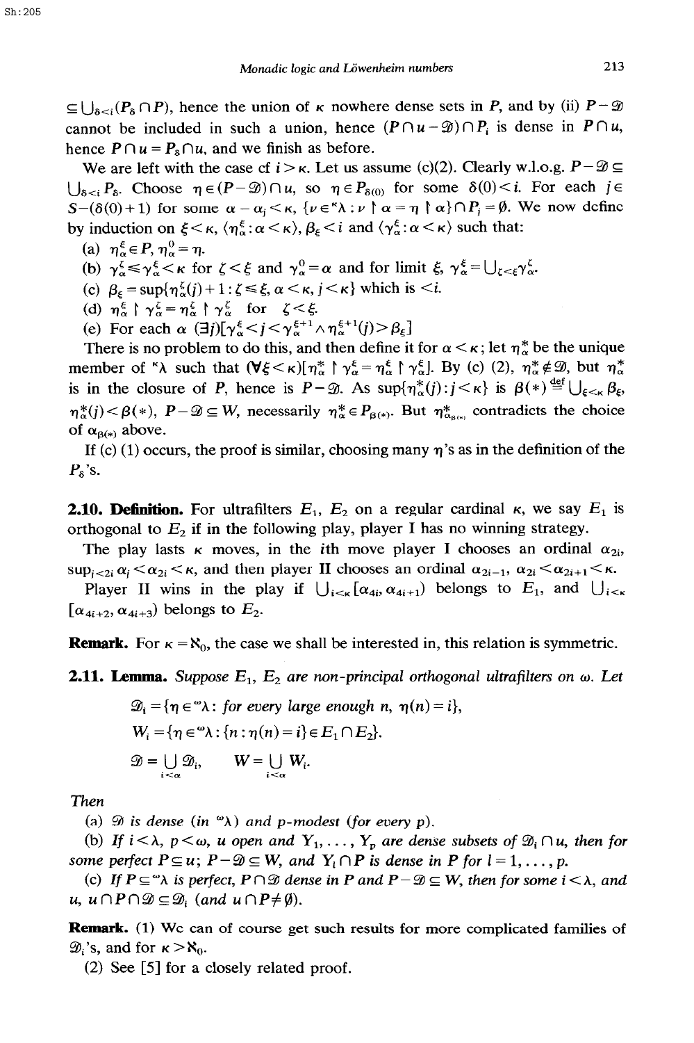$\subseteq \bigcup_{\delta<i}(P_\delta \cap P)$, hence the union of $\kappa$ nowhere dense sets in $P$, and by (ii) $P-\mathcal{D}$ cannot be included in such a union, hence $(P\cap u-\mathcal{D})\cap P_i$ is dense in $P\cap u$, hence $P\cap u = P_\delta \cap u$, and we finish as before.

We are left with the case of $\mathrm{cf}\, i>\kappa$. Let us assume (c)(2). Clearly w.l.o.g. $P-\mathcal{D}\subseteq \bigcup_{\delta<i} P_\delta$. Choose $\eta\in(P-\mathcal{D})\cap u$, so $\eta\in P_{\delta(0)}$ for some $\delta(0)<i$. For each $j\in S-(\delta(0)+1)$ for some $\alpha-\alpha_j<\kappa$, $\{\nu\in{}^\kappa\lambda:\nu\restriction\alpha=\eta\restriction\alpha\}\cap P_j=\emptyset$. We now define by induction on $\xi<\kappa$, $\langle\eta^\xi_\alpha:\alpha<\kappa\rangle$, $\beta_\xi<i$ and $\langle\gamma^\xi_\alpha:\alpha<\kappa\rangle$ such that:

(a) $\eta^\xi_\alpha\in P$, $\eta^0_\alpha=\eta$.

(b) $\gamma^\zeta_\alpha\le\gamma^\xi_\alpha<\kappa$ for $\zeta<\xi$ and $\gamma^0_\alpha=\alpha$ and for limit $\xi$, $\gamma^\xi_\alpha=\bigcup_{\zeta<\xi}\gamma^\zeta_\alpha$.

(c) $\beta_\xi=\sup\{\eta^\zeta_\alpha(j)+1:\zeta\le\xi,\ \alpha<\kappa,\ j<\kappa\}$ which is $<i$.

(d) $\eta^\xi_\alpha\restriction\gamma^\zeta_\alpha=\eta^\zeta_\alpha\restriction\gamma^\zeta_\alpha$ for $\zeta<\xi$.

(e) For each $\alpha$ $(\exists j)[\gamma^\xi_\alpha<j<\gamma^{\xi+1}_\alpha\wedge\eta^{\xi+1}_\alpha(j)>\beta_\xi]$

There is no problem to do this, and then define it for $\alpha<\kappa$; let $\eta^*_\alpha$ be the unique member of ${}^\kappa\lambda$ such that $(\forall\xi<\kappa)[\eta^*_\alpha\restriction\gamma^\xi_\alpha=\eta^\xi_\alpha\restriction\gamma^\xi_\alpha]$. By (c) (2), $\eta^*_\alpha\notin\mathcal{D}$, but $\eta^*_\alpha$ is in the closure of $P$, hence is $P-\mathcal{D}$. As $\sup\{\eta^*_\alpha(j):j<\kappa\}$ is $\beta(*)\overset{\text{def}}{=}\bigcup_{\xi<\kappa}\beta_\xi$, $\eta^*_\alpha(j)<\beta(*)$, $P-\mathcal{D}\subseteq W$, necessarily $\eta^*_\alpha\in P_{\beta(*)}$. But $\eta^*_{\alpha_{\beta(*)}}$ contradicts the choice of $\alpha_{\beta(*)}$ above.

If (c) (1) occurs, the proof is similar, choosing many $\eta$'s as in the definition of the $P_\delta$'s.

**2.10. Definition.** For ultrafilters $E_1$, $E_2$ on a regular cardinal $\kappa$, we say $E_1$ is orthogonal to $E_2$ if in the following play, player I has no winning strategy.

The play lasts $\kappa$ moves, in the $i$th move player I chooses an ordinal $\alpha_{2i}$, $\sup_{j<2i}\alpha_j<\alpha_{2i}<\kappa$, and then player II chooses an ordinal $\alpha_{2i-1}$, $\alpha_{2i}<\alpha_{2i+1}<\kappa$.

Player II wins in the play if $\bigcup_{i<\kappa}[\alpha_{4i},\alpha_{4i+1})$ belongs to $E_1$, and $\bigcup_{i<\kappa}[\alpha_{4i+2},\alpha_{4i+3})$ belongs to $E_2$.

**Remark.** For $\kappa=\aleph_0$, the case we shall be interested in, this relation is symmetric.

**2.11. Lemma.** *Suppose $E_1$, $E_2$ are non-principal orthogonal ultrafilters on $\omega$. Let*

$$\mathcal{D}_i=\{\eta\in{}^\omega\lambda:\text{for every large enough } n,\ \eta(n)=i\},$$

$$W_i=\{\eta\in{}^\omega\lambda:\{n:\eta(n)=i\}\in E_1\cap E_2\}.$$

$$\mathcal{D}=\bigcup_{i<\alpha}\mathcal{D}_i,\qquad W=\bigcup_{i<\alpha}W_i.$$

*Then*

(a) *$\mathcal{D}$ is dense (in ${}^\omega\lambda$) and $p$-modest (for every $p$).*

(b) *If $i<\lambda$, $p<\omega$, $u$ open and $Y_1,\dots,Y_p$ are dense subsets of $\mathcal{D}_i\cap u$, then for some perfect $P\subseteq u$; $P-\mathcal{D}\subseteq W$, and $Y_l\cap P$ is dense in $P$ for $l=1,\dots,p$.*

(c) *If $P\subseteq{}^\omega\lambda$ is perfect, $P\cap\mathcal{D}$ dense in $P$ and $P-\mathcal{D}\subseteq W$, then for some $i<\lambda$, and $u$, $u\cap P\cap\mathcal{D}\subseteq\mathcal{D}_i$ (and $u\cap P\neq\emptyset$).*

**Remark.** (1) We can of course get such results for more complicated families of $\mathcal{D}_i$'s, and for $\kappa>\aleph_0$.

(2) See [5] for a closely related proof.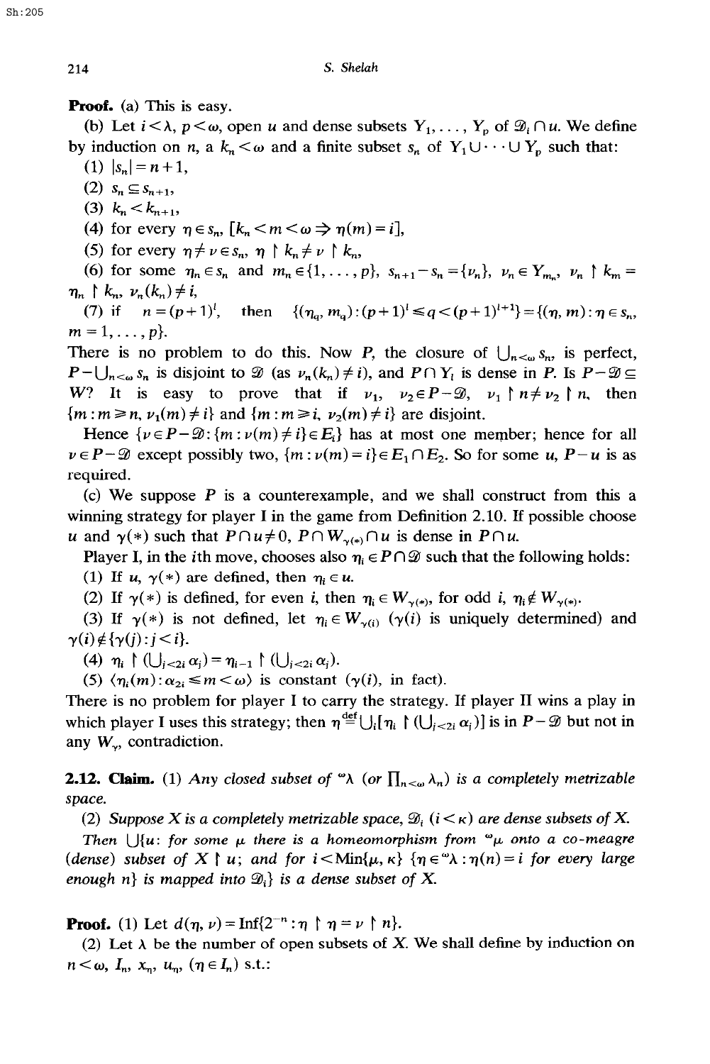**Proof.** (a) This is easy.

(b) Let $i<\lambda$, $p<\omega$, open $u$ and dense subsets $Y_1, \dots, Y_p$ of $\mathscr{D}_i \cap u$. We define by induction on $n$, a $k_n<\omega$ and a finite subset $s_n$ of $Y_1 \cup \cdots \cup Y_p$ such that:

(1) $|s_n| = n+1$,

(2) $s_n \subseteq s_{n+1}$,

(3) $k_n < k_{n+1}$,

(4) for every $\eta \in s_n$, $[k_n < m < \omega \Rightarrow \eta(m) = i]$,

(5) for every $\eta \neq \nu \in s_n$, $\eta \restriction k_n \neq \nu \restriction k_n$,

(6) for some $\eta_n \in s_n$ and $m_n \in \{1, \dots, p\}$, $s_{n+1} - s_n = \{\nu_n\}$, $\nu_n \in Y_{m_n}$, $\nu_n \restriction k_m = \eta_n \restriction k_n$, $\nu_n(k_n) \neq i$,

(7) if $n = (p+1)^l$, then $\{(\eta_q, m_q) : (p+1)^l \leq q < (p+1)^{l+1}\} = \{(\eta, m) : \eta \in s_n, m = 1, \dots, p\}$.

There is no problem to do this. Now $P$, the closure of $\bigcup_{n<\omega} s_n$, is perfect, $P - \bigcup_{n<\omega} s_n$ is disjoint to $\mathscr{D}$ (as $\nu_n(k_n) \neq i$), and $P \cap Y_l$ is dense in $P$. Is $P - \mathscr{D} \subseteq W$? It is easy to prove that if $\nu_1, \nu_2 \in P - \mathscr{D}$, $\nu_1 \restriction n \neq \nu_2 \restriction n$, then $\{m : m \geq n, \nu_1(m) \neq i\}$ and $\{m : m \geq i, \nu_2(m) \neq i\}$ are disjoint.

Hence $\{\nu \in P - \mathscr{D} : \{m : \nu(m) \neq i\} \in E_l\}$ has at most one member; hence for all $\nu \in P - \mathscr{D}$ except possibly two, $\{m : \nu(m) = i\} \in E_1 \cap E_2$. So for some $u$, $P - u$ is as required.

(c) We suppose $P$ is a counterexample, and we shall construct from this a winning strategy for player I in the game from Definition 2.10. If possible choose $u$ and $\gamma(*)$ such that $P \cap u \neq 0$, $P \cap W_{\gamma(*)} \cap u$ is dense in $P \cap u$.

Player I, in the $i$th move, chooses also $\eta_i \in P \cap \mathscr{D}$ such that the following holds:

(1) If $u$, $\gamma(*)$ are defined, then $\eta_i \in u$.

(2) If $\gamma(*)$ is defined, for even $i$, then $\eta_i \in W_{\gamma(*)}$, for odd $i$, $\eta_i \notin W_{\gamma(*)}$.

(3) If $\gamma(*)$ is not defined, let $\eta_i \in W_{\gamma(i)}$ ($\gamma(i)$ is uniquely determined) and $\gamma(i) \notin \{\gamma(j) : j < i\}$.

(4) $\eta_i \restriction (\bigcup_{j<2i} \alpha_j) = \eta_{i-1} \restriction (\bigcup_{j<2i} \alpha_j)$.

(5) $\langle \eta_i(m) : \alpha_{2i} \leq m < \omega \rangle$ is constant ($\gamma(i)$, in fact).

There is no problem for player I to carry the strategy. If player II wins a play in which player I uses this strategy; then $\eta \stackrel{\text{def}}{=} \bigcup_i [\eta_i \restriction (\bigcup_{j<2i} \alpha_j)]$ is in $P - \mathscr{D}$ but not in any $W_\gamma$, contradiction.

**2.12. Claim.** (1) *Any closed subset of ${}^\omega\lambda$ (or $\prod_{n<\omega} \lambda_n$) is a completely metrizable space.*

(2) *Suppose $X$ is a completely metrizable space, $\mathscr{D}_i$ $(i<\kappa)$ are dense subsets of $X$. Then $\bigcup\{u$: for some $\mu$ there is a homeomorphism from ${}^\omega\mu$ onto a co-meagre (dense) subset of $X \restriction u$; and for $i < \operatorname{Min}\{\mu, \kappa\}$ $\{\eta \in {}^\omega\lambda : \eta(n) = i$ for every large enough $n\}$ is mapped into $\mathscr{D}_i\}$ is a dense subset of $X$.*

**Proof.** (1) Let $d(\eta, \nu) = \operatorname{Inf}\{2^{-n} : \eta \restriction \eta = \nu \restriction n\}$.

(2) Let $\lambda$ be the number of open subsets of $X$. We shall define by induction on $n<\omega$, $I_n$, $x_\eta$, $u_\eta$, $(\eta \in I_n)$ s.t.: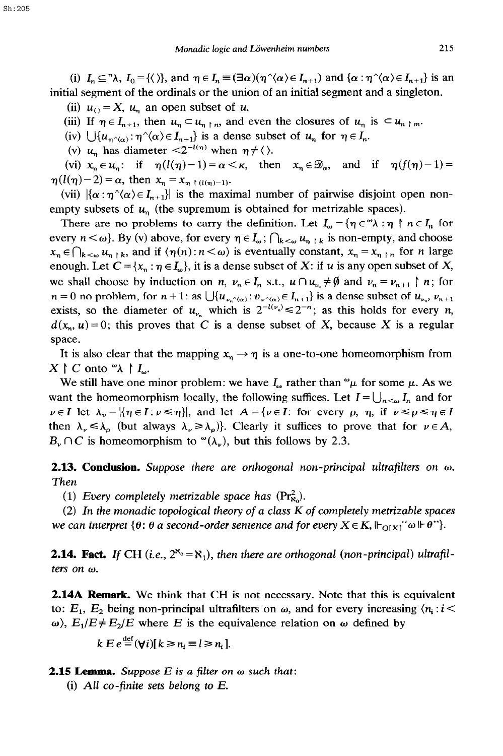(i) $I_n \subseteq {}^n\lambda$, $I_0 = \{\langle\rangle\}$, and $\eta \in I_n \equiv (\exists\alpha)(\eta\hat{}\langle\alpha\rangle \in I_{n+1})$ and $\{\alpha : \eta\hat{}\langle\alpha\rangle \in I_{n+1}\}$ is an initial segment of the ordinals or the union of an initial segment and a singleton.

(ii) $u_{\langle\rangle} = X$, $u_\eta$ an open subset of $u$.

(iii) If $\eta \in I_{n+1}$, then $u_\eta \subset u_{\eta \restriction n}$, and even the closures of $u_\eta$ is $\subset u_{\eta \restriction m}$.

(iv) $\bigcup\{u_{\eta\hat{}\langle\alpha\rangle} : \eta\hat{}\langle\alpha\rangle \in I_{n+1}\}$ is a dense subset of $u_\eta$ for $\eta \in I_n$.

(v) $u_\eta$ has diameter $< 2^{-l(\eta)}$ when $\eta \neq \langle\rangle$.

(vi) $x_\eta \in u_\eta$: if $\eta(l(\eta)-1) = \alpha < \kappa$, then $x_\eta \in \mathscr{D}_\alpha$, and if $\eta(f(\eta)-1) = \eta(l(\eta)-2) = \alpha$, then $x_\eta = x_{\eta \restriction (l(\eta)-1)}$.

(vii) $|\{\alpha : \eta\hat{}\langle\alpha\rangle \in I_{n+1}\}|$ is the maximal number of pairwise disjoint open non-empty subsets of $u_\eta$ (the supremum is obtained for metrizable spaces).

There are no problems to carry the definition. Let $I_\omega = \{\eta \in {}^\omega\lambda : \eta \restriction n \in I_n$ for every $n < \omega\}$. By (v) above, for every $\eta \in I_\omega$; $\bigcap_{k<\omega} u_{\eta \restriction k}$ is non-empty, and choose $x_\eta \in \bigcap_{k<\omega} u_{\eta \restriction k}$, and if $\langle\eta(n) : n < \omega\rangle$ is eventually constant, $x_\eta = x_{\eta \restriction n}$ for $n$ large enough. Let $C = \{x_\eta : \eta \in I_\omega\}$, it is a dense subset of $X$: if $u$ is any open subset of $X$, we shall choose by induction on $n$, $\nu_n \in I_n$ s.t., $u \cap u_{\nu_n} \neq \emptyset$ and $\nu_n = \nu_{n+1} \restriction n$; for $n = 0$ no problem, for $n+1$: as $\bigcup\{u_{\nu_n\hat{}\langle\alpha\rangle} : v_\nu\hat{}\langle\alpha\rangle \in I_{n+1}\}$ is a dense subset of $u_{\nu_n}$, $\nu_{n+1}$ exists, so the diameter of $u_{\nu_n}$ which is $2^{-l(\nu_n)} \leq 2^{-n}$; as this holds for every $n$, $d(x_\eta, u) = 0$; this proves that $C$ is a dense subset of $X$, because $X$ is a regular space.

It is also clear that the mapping $x_\eta \to \eta$ is a one-to-one homeomorphism from $X \restriction C$ onto ${}^\omega\lambda \restriction I_\omega$.

We still have one minor problem: we have $I_\omega$ rather than ${}^\omega\mu$ for some $\mu$. As we want the homeomorphism locally, the following suffices. Let $I = \bigcup_{n<\omega} I_n$ and for $\nu \in I$ let $\lambda_\nu = |\{\eta \in I : \nu \leq \eta\}|$, and let $A = \{\nu \in I$: for every $\rho$, $\eta$, if $\nu \leq \rho \leq \eta \in I$ then $\lambda_\nu \leq \lambda_\rho$ (but always $\lambda_\nu \geq \lambda_\rho$)$\}$. Clearly it suffices to prove that for $\nu \in A$, $B_\nu \cap C$ is homeomorphism to ${}^\omega(\lambda_\nu)$, but this follows by 2.3.

**2.13. Conclusion.** *Suppose there are orthogonal non-principal ultrafilters on $\omega$. Then*

(1) *Every completely metrizable space has $(\mathrm{Pr}^2_{\aleph_0})$.*

(2) *In the monadic topological theory of a class $K$ of completely metrizable spaces we can interpret $\{\theta$: $\theta$ a second-order sentence and for every $X \in K$, $\Vdash_{Q[X]}$"$\omega \Vdash \theta$"$\}$.*

**2.14. Fact.** *If CH (i.e., $2^{\aleph_0} = \aleph_1$), then there are orthogonal (non-principal) ultrafilters on $\omega$.*

**2.14A Remark.** We think that CH is not necessary. Note that this is equivalent to: $E_1$, $E_2$ being non-principal ultrafilters on $\omega$, and for every increasing $\langle n_i : i < \omega\rangle$, $E_1/E \neq E_2/E$ where $E$ is the equivalence relation on $\omega$ defined by

$$k \, E \, e \stackrel{\text{def}}{=} (\forall i)[k \geq n_i \equiv l \geq n_i].$$

**2.15 Lemma.** *Suppose $E$ is a filter on $\omega$ such that:*

(i) *All co-finite sets belong to $E$.*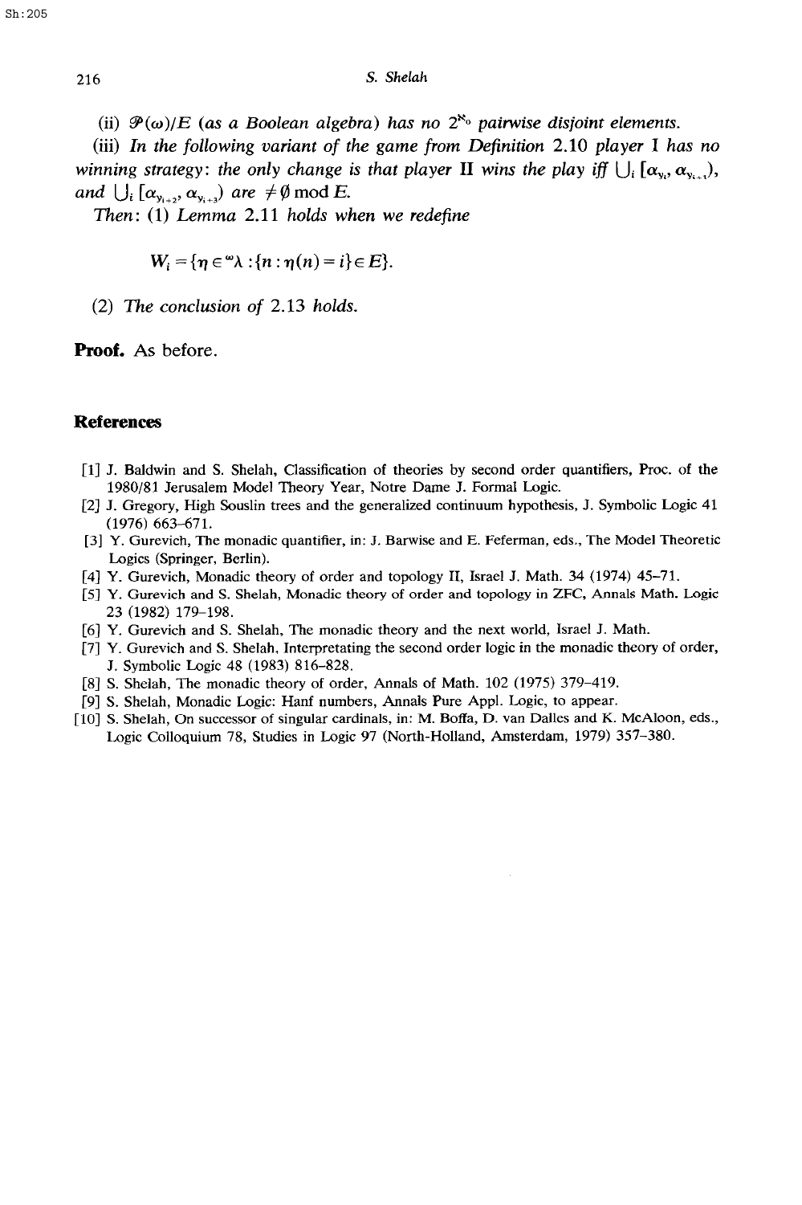(ii) $\mathcal{P}(\omega)/E$ *(as a Boolean algebra) has no* $2^{\aleph_0}$ *pairwise disjoint elements.*

(iii) *In the following variant of the game from Definition* 2.10 *player* I *has no winning strategy: the only change is that player* II *wins the play iff* $\bigcup_i [\alpha_{y_i}, \alpha_{y_{i+1}})$, *and* $\bigcup_i [\alpha_{y_{i+2}}, \alpha_{y_{i+3}})$ *are* $\neq \emptyset \bmod E$.

*Then*: (1) *Lemma* 2.11 *holds when we redefine*

$$W_i = \{\eta \in {}^{\omega}\lambda : \{n : \eta(n) = i\} \in E\}.$$

(2) *The conclusion of* 2.13 *holds.*

**Proof.** As before.

## References

[1] J. Baldwin and S. Shelah, Classification of theories by second order quantifiers, Proc. of the 1980/81 Jerusalem Model Theory Year, Notre Dame J. Formal Logic.

[2] J. Gregory, High Souslin trees and the generalized continuum hypothesis, J. Symbolic Logic 41 (1976) 663–671.

[3] Y. Gurevich, The monadic quantifier, in: J. Barwise and E. Feferman, eds., The Model Theoretic Logics (Springer, Berlin).

[4] Y. Gurevich, Monadic theory of order and topology II, Israel J. Math. 34 (1974) 45–71.

[5] Y. Gurevich and S. Shelah, Monadic theory of order and topology in ZFC, Annals Math. Logic 23 (1982) 179–198.

[6] Y. Gurevich and S. Shelah, The monadic theory and the next world, Israel J. Math.

[7] Y. Gurevich and S. Shelah, Interpretating the second order logic in the monadic theory of order, J. Symbolic Logic 48 (1983) 816–828.

[8] S. Shelah, The monadic theory of order, Annals of Math. 102 (1975) 379–419.

[9] S. Shelah, Monadic Logic: Hanf numbers, Annals Pure Appl. Logic, to appear.

[10] S. Shelah, On successor of singular cardinals, in: M. Boffa, D. van Dalles and K. McAloon, eds., Logic Colloquium 78, Studies in Logic 97 (North-Holland, Amsterdam, 1979) 357–380.